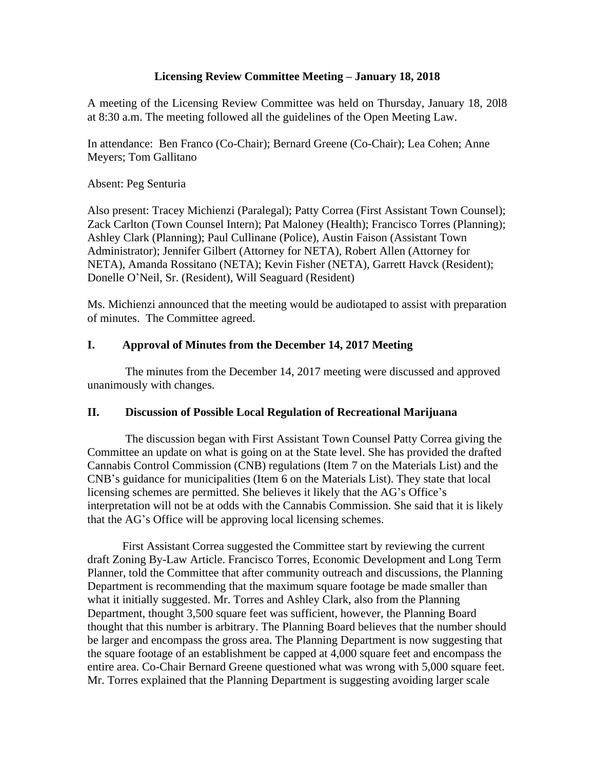# Licensing Review Committee Meeting – January 18, 2018

A meeting of the Licensing Review Committee was held on Thursday, January 18, 20l8 at 8:30 a.m. The meeting followed all the guidelines of the Open Meeting Law.

In attendance: Ben Franco (Co-Chair); Bernard Greene (Co-Chair); Lea Cohen; Anne Meyers; Tom Gallitano

Absent: Peg Senturia

Also present: Tracey Michienzi (Paralegal); Patty Correa (First Assistant Town Counsel); Zack Carlton (Town Counsel Intern); Pat Maloney (Health); Francisco Torres (Planning); Ashley Clark (Planning); Paul Cullinane (Police), Austin Faison (Assistant Town Administrator); Jennifer Gilbert (Attorney for NETA), Robert Allen (Attorney for NETA), Amanda Rossitano (NETA); Kevin Fisher (NETA), Garrett Havck (Resident); Donelle O'Neil, Sr. (Resident), Will Seaguard (Resident)

Ms. Michienzi announced that the meeting would be audiotaped to assist with preparation of minutes. The Committee agreed.

## I. Approval of Minutes from the December 14, 2017 Meeting

The minutes from the December 14, 2017 meeting were discussed and approved unanimously with changes.

## II. Discussion of Possible Local Regulation of Recreational Marijuana

The discussion began with First Assistant Town Counsel Patty Correa giving the Committee an update on what is going on at the State level. She has provided the drafted Cannabis Control Commission (CNB) regulations (Item 7 on the Materials List) and the CNB's guidance for municipalities (Item 6 on the Materials List). They state that local licensing schemes are permitted. She believes it likely that the AG's Office's interpretation will not be at odds with the Cannabis Commission. She said that it is likely that the AG's Office will be approving local licensing schemes.

First Assistant Correa suggested the Committee start by reviewing the current draft Zoning By-Law Article. Francisco Torres, Economic Development and Long Term Planner, told the Committee that after community outreach and discussions, the Planning Department is recommending that the maximum square footage be made smaller than what it initially suggested. Mr. Torres and Ashley Clark, also from the Planning Department, thought 3,500 square feet was sufficient, however, the Planning Board thought that this number is arbitrary. The Planning Board believes that the number should be larger and encompass the gross area. The Planning Department is now suggesting that the square footage of an establishment be capped at 4,000 square feet and encompass the entire area. Co-Chair Bernard Greene questioned what was wrong with 5,000 square feet. Mr. Torres explained that the Planning Department is suggesting avoiding larger scale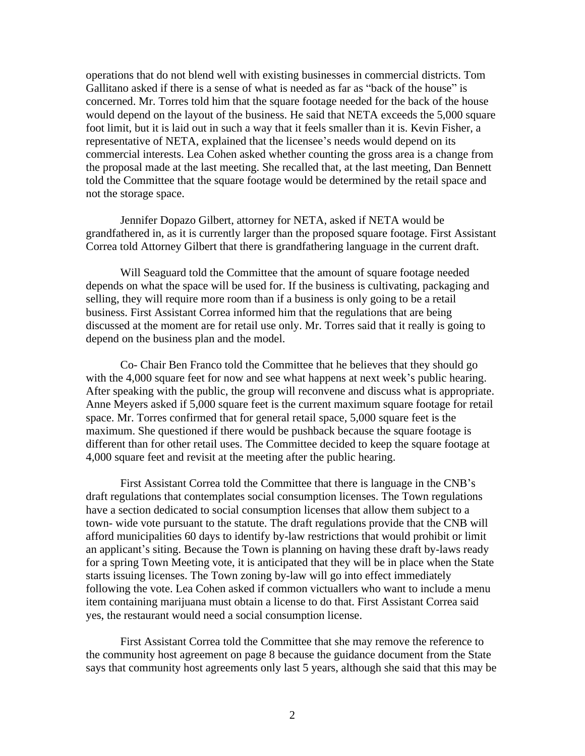operations that do not blend well with existing businesses in commercial districts. Tom Gallitano asked if there is a sense of what is needed as far as "back of the house" is concerned. Mr. Torres told him that the square footage needed for the back of the house would depend on the layout of the business. He said that NETA exceeds the 5,000 square foot limit, but it is laid out in such a way that it feels smaller than it is. Kevin Fisher, a representative of NETA, explained that the licensee's needs would depend on its commercial interests. Lea Cohen asked whether counting the gross area is a change from the proposal made at the last meeting. She recalled that, at the last meeting, Dan Bennett told the Committee that the square footage would be determined by the retail space and not the storage space.

Jennifer Dopazo Gilbert, attorney for NETA, asked if NETA would be grandfathered in, as it is currently larger than the proposed square footage. First Assistant Correa told Attorney Gilbert that there is grandfathering language in the current draft.

Will Seaguard told the Committee that the amount of square footage needed depends on what the space will be used for. If the business is cultivating, packaging and selling, they will require more room than if a business is only going to be a retail business. First Assistant Correa informed him that the regulations that are being discussed at the moment are for retail use only. Mr. Torres said that it really is going to depend on the business plan and the model.

Co- Chair Ben Franco told the Committee that he believes that they should go with the 4,000 square feet for now and see what happens at next week's public hearing. After speaking with the public, the group will reconvene and discuss what is appropriate. Anne Meyers asked if 5,000 square feet is the current maximum square footage for retail space. Mr. Torres confirmed that for general retail space, 5,000 square feet is the maximum. She questioned if there would be pushback because the square footage is different than for other retail uses. The Committee decided to keep the square footage at 4,000 square feet and revisit at the meeting after the public hearing.

First Assistant Correa told the Committee that there is language in the CNB's draft regulations that contemplates social consumption licenses. The Town regulations have a section dedicated to social consumption licenses that allow them subject to a town- wide vote pursuant to the statute. The draft regulations provide that the CNB will afford municipalities 60 days to identify by-law restrictions that would prohibit or limit an applicant's siting. Because the Town is planning on having these draft by-laws ready for a spring Town Meeting vote, it is anticipated that they will be in place when the State starts issuing licenses. The Town zoning by-law will go into effect immediately following the vote. Lea Cohen asked if common victuallers who want to include a menu item containing marijuana must obtain a license to do that. First Assistant Correa said yes, the restaurant would need a social consumption license.

First Assistant Correa told the Committee that she may remove the reference to the community host agreement on page 8 because the guidance document from the State says that community host agreements only last 5 years, although she said that this may be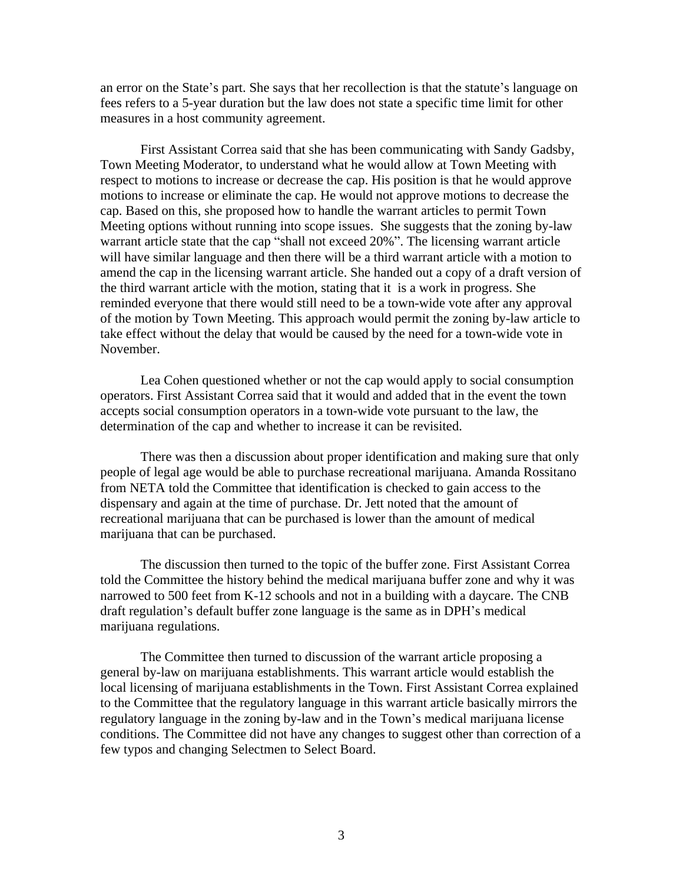an error on the State's part. She says that her recollection is that the statute's language on fees refers to a 5-year duration but the law does not state a specific time limit for other measures in a host community agreement.

First Assistant Correa said that she has been communicating with Sandy Gadsby, Town Meeting Moderator, to understand what he would allow at Town Meeting with respect to motions to increase or decrease the cap. His position is that he would approve motions to increase or eliminate the cap. He would not approve motions to decrease the cap. Based on this, she proposed how to handle the warrant articles to permit Town Meeting options without running into scope issues. She suggests that the zoning by-law warrant article state that the cap "shall not exceed 20%". The licensing warrant article will have similar language and then there will be a third warrant article with a motion to amend the cap in the licensing warrant article. She handed out a copy of a draft version of the third warrant article with the motion, stating that it is a work in progress. She reminded everyone that there would still need to be a town-wide vote after any approval of the motion by Town Meeting. This approach would permit the zoning by-law article to take effect without the delay that would be caused by the need for a town-wide vote in November.

Lea Cohen questioned whether or not the cap would apply to social consumption operators. First Assistant Correa said that it would and added that in the event the town accepts social consumption operators in a town-wide vote pursuant to the law, the determination of the cap and whether to increase it can be revisited.

There was then a discussion about proper identification and making sure that only people of legal age would be able to purchase recreational marijuana. Amanda Rossitano from NETA told the Committee that identification is checked to gain access to the dispensary and again at the time of purchase. Dr. Jett noted that the amount of recreational marijuana that can be purchased is lower than the amount of medical marijuana that can be purchased.

The discussion then turned to the topic of the buffer zone. First Assistant Correa told the Committee the history behind the medical marijuana buffer zone and why it was narrowed to 500 feet from K-12 schools and not in a building with a daycare. The CNB draft regulation's default buffer zone language is the same as in DPH's medical marijuana regulations.

The Committee then turned to discussion of the warrant article proposing a general by-law on marijuana establishments. This warrant article would establish the local licensing of marijuana establishments in the Town. First Assistant Correa explained to the Committee that the regulatory language in this warrant article basically mirrors the regulatory language in the zoning by-law and in the Town's medical marijuana license conditions. The Committee did not have any changes to suggest other than correction of a few typos and changing Selectmen to Select Board.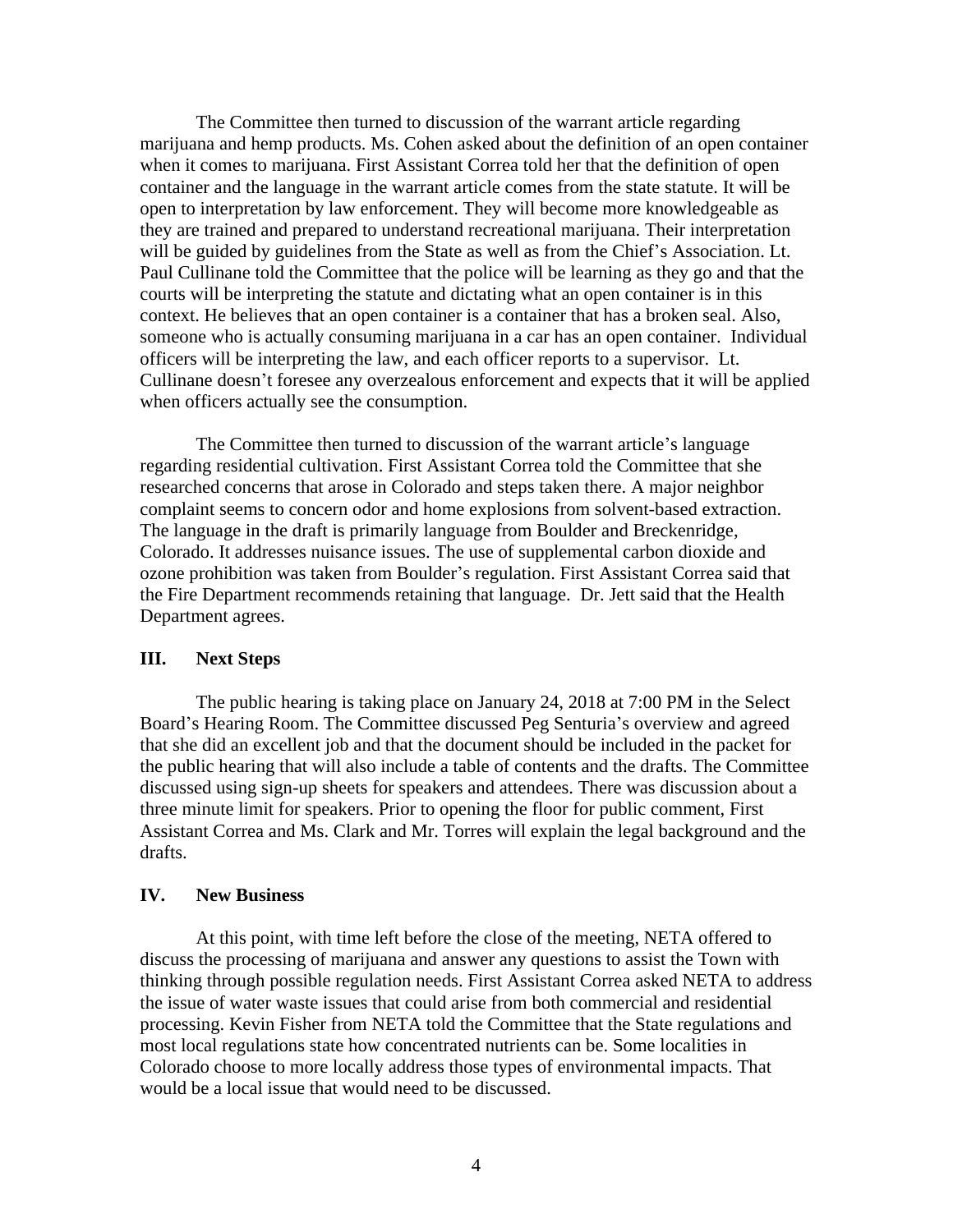The Committee then turned to discussion of the warrant article regarding marijuana and hemp products. Ms. Cohen asked about the definition of an open container when it comes to marijuana. First Assistant Correa told her that the definition of open container and the language in the warrant article comes from the state statute. It will be open to interpretation by law enforcement. They will become more knowledgeable as they are trained and prepared to understand recreational marijuana. Their interpretation will be guided by guidelines from the State as well as from the Chief's Association. Lt. Paul Cullinane told the Committee that the police will be learning as they go and that the courts will be interpreting the statute and dictating what an open container is in this context. He believes that an open container is a container that has a broken seal. Also, someone who is actually consuming marijuana in a car has an open container. Individual officers will be interpreting the law, and each officer reports to a supervisor. Lt. Cullinane doesn't foresee any overzealous enforcement and expects that it will be applied when officers actually see the consumption.

The Committee then turned to discussion of the warrant article's language regarding residential cultivation. First Assistant Correa told the Committee that she researched concerns that arose in Colorado and steps taken there. A major neighbor complaint seems to concern odor and home explosions from solvent-based extraction. The language in the draft is primarily language from Boulder and Breckenridge, Colorado. It addresses nuisance issues. The use of supplemental carbon dioxide and ozone prohibition was taken from Boulder's regulation. First Assistant Correa said that the Fire Department recommends retaining that language. Dr. Jett said that the Health Department agrees.

## III. Next Steps

The public hearing is taking place on January 24, 2018 at 7:00 PM in the Select Board's Hearing Room. The Committee discussed Peg Senturia's overview and agreed that she did an excellent job and that the document should be included in the packet for the public hearing that will also include a table of contents and the drafts. The Committee discussed using sign-up sheets for speakers and attendees. There was discussion about a three minute limit for speakers. Prior to opening the floor for public comment, First Assistant Correa and Ms. Clark and Mr. Torres will explain the legal background and the drafts.

## IV. New Business

At this point, with time left before the close of the meeting, NETA offered to discuss the processing of marijuana and answer any questions to assist the Town with thinking through possible regulation needs. First Assistant Correa asked NETA to address the issue of water waste issues that could arise from both commercial and residential processing. Kevin Fisher from NETA told the Committee that the State regulations and most local regulations state how concentrated nutrients can be. Some localities in Colorado choose to more locally address those types of environmental impacts. That would be a local issue that would need to be discussed.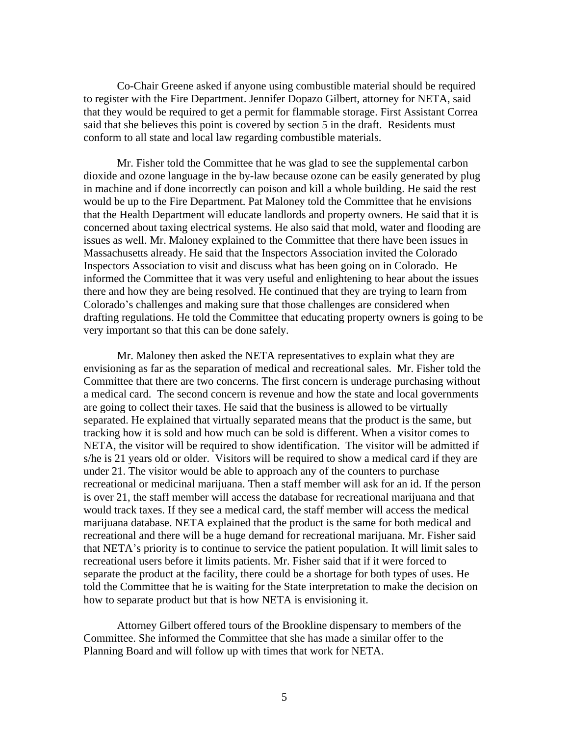Co-Chair Greene asked if anyone using combustible material should be required to register with the Fire Department. Jennifer Dopazo Gilbert, attorney for NETA, said that they would be required to get a permit for flammable storage. First Assistant Correa said that she believes this point is covered by section 5 in the draft. Residents must conform to all state and local law regarding combustible materials.

Mr. Fisher told the Committee that he was glad to see the supplemental carbon dioxide and ozone language in the by-law because ozone can be easily generated by plug in machine and if done incorrectly can poison and kill a whole building. He said the rest would be up to the Fire Department. Pat Maloney told the Committee that he envisions that the Health Department will educate landlords and property owners. He said that it is concerned about taxing electrical systems. He also said that mold, water and flooding are issues as well. Mr. Maloney explained to the Committee that there have been issues in Massachusetts already. He said that the Inspectors Association invited the Colorado Inspectors Association to visit and discuss what has been going on in Colorado. He informed the Committee that it was very useful and enlightening to hear about the issues there and how they are being resolved. He continued that they are trying to learn from Colorado's challenges and making sure that those challenges are considered when drafting regulations. He told the Committee that educating property owners is going to be very important so that this can be done safely.

Mr. Maloney then asked the NETA representatives to explain what they are envisioning as far as the separation of medical and recreational sales. Mr. Fisher told the Committee that there are two concerns. The first concern is underage purchasing without a medical card. The second concern is revenue and how the state and local governments are going to collect their taxes. He said that the business is allowed to be virtually separated. He explained that virtually separated means that the product is the same, but tracking how it is sold and how much can be sold is different. When a visitor comes to NETA, the visitor will be required to show identification. The visitor will be admitted if s/he is 21 years old or older. Visitors will be required to show a medical card if they are under 21. The visitor would be able to approach any of the counters to purchase recreational or medicinal marijuana. Then a staff member will ask for an id. If the person is over 21, the staff member will access the database for recreational marijuana and that would track taxes. If they see a medical card, the staff member will access the medical marijuana database. NETA explained that the product is the same for both medical and recreational and there will be a huge demand for recreational marijuana. Mr. Fisher said that NETA's priority is to continue to service the patient population. It will limit sales to recreational users before it limits patients. Mr. Fisher said that if it were forced to separate the product at the facility, there could be a shortage for both types of uses. He told the Committee that he is waiting for the State interpretation to make the decision on how to separate product but that is how NETA is envisioning it.

Attorney Gilbert offered tours of the Brookline dispensary to members of the Committee. She informed the Committee that she has made a similar offer to the Planning Board and will follow up with times that work for NETA.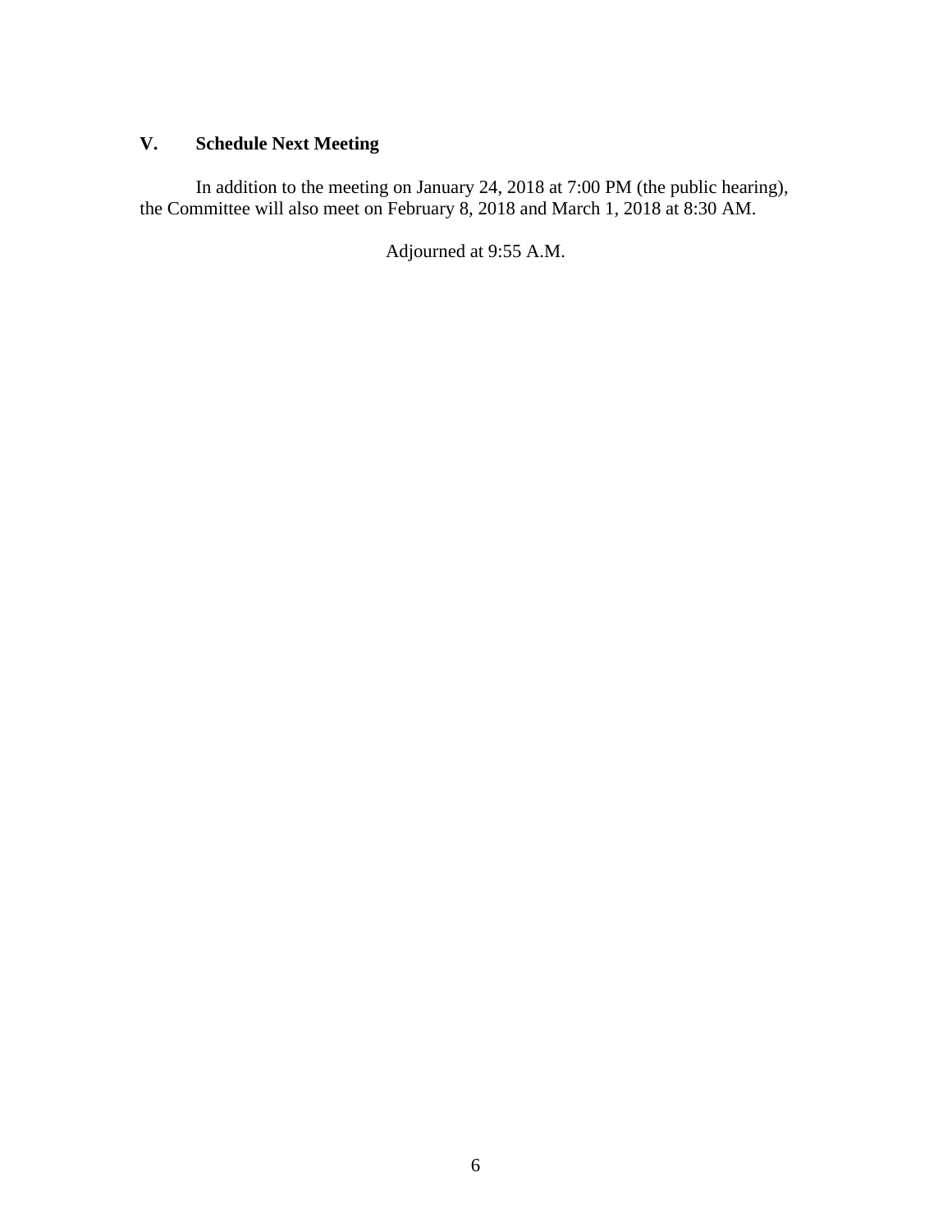## V. Schedule Next Meeting

In addition to the meeting on January 24, 2018 at 7:00 PM (the public hearing), the Committee will also meet on February 8, 2018 and March 1, 2018 at 8:30 AM.

Adjourned at 9:55 A.M.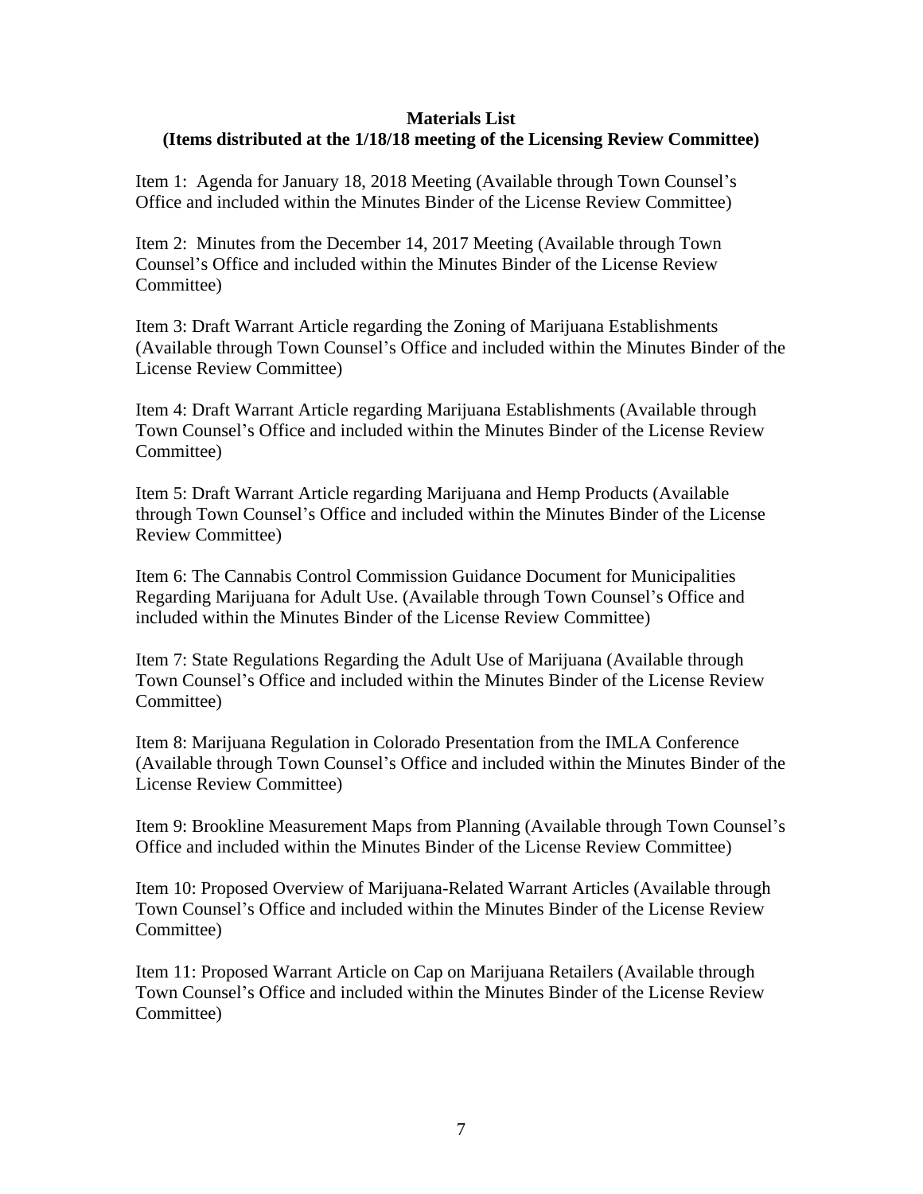**Materials List**
**(Items distributed at the 1/18/18 meeting of the Licensing Review Committee)**

Item 1: Agenda for January 18, 2018 Meeting (Available through Town Counsel's Office and included within the Minutes Binder of the License Review Committee)

Item 2: Minutes from the December 14, 2017 Meeting (Available through Town Counsel's Office and included within the Minutes Binder of the License Review Committee)

Item 3: Draft Warrant Article regarding the Zoning of Marijuana Establishments (Available through Town Counsel's Office and included within the Minutes Binder of the License Review Committee)

Item 4: Draft Warrant Article regarding Marijuana Establishments (Available through Town Counsel's Office and included within the Minutes Binder of the License Review Committee)

Item 5: Draft Warrant Article regarding Marijuana and Hemp Products (Available through Town Counsel's Office and included within the Minutes Binder of the License Review Committee)

Item 6: The Cannabis Control Commission Guidance Document for Municipalities Regarding Marijuana for Adult Use. (Available through Town Counsel's Office and included within the Minutes Binder of the License Review Committee)

Item 7: State Regulations Regarding the Adult Use of Marijuana (Available through Town Counsel's Office and included within the Minutes Binder of the License Review Committee)

Item 8: Marijuana Regulation in Colorado Presentation from the IMLA Conference (Available through Town Counsel's Office and included within the Minutes Binder of the License Review Committee)

Item 9: Brookline Measurement Maps from Planning (Available through Town Counsel's Office and included within the Minutes Binder of the License Review Committee)

Item 10: Proposed Overview of Marijuana-Related Warrant Articles (Available through Town Counsel's Office and included within the Minutes Binder of the License Review Committee)

Item 11: Proposed Warrant Article on Cap on Marijuana Retailers (Available through Town Counsel's Office and included within the Minutes Binder of the License Review Committee)